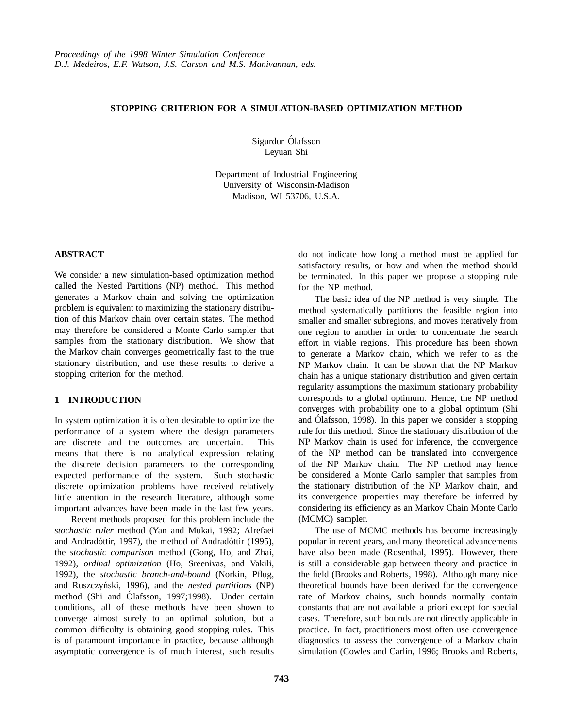*Proceedings of the 1998 Winter Simulation Conference*
*D.J. Medeiros, E.F. Watson, J.S. Carson and M.S. Manivannan, eds.*

# STOPPING CRITERION FOR A SIMULATION-BASED OPTIMIZATION METHOD

Sigurdur Ólafsson
Leyuan Shi

Department of Industrial Engineering
University of Wisconsin-Madison
Madison, WI 53706, U.S.A.

## ABSTRACT

We consider a new simulation-based optimization method called the Nested Partitions (NP) method. This method generates a Markov chain and solving the optimization problem is equivalent to maximizing the stationary distribution of this Markov chain over certain states. The method may therefore be considered a Monte Carlo sampler that samples from the stationary distribution. We show that the Markov chain converges geometrically fast to the true stationary distribution, and use these results to derive a stopping criterion for the method.

## 1 INTRODUCTION

In system optimization it is often desirable to optimize the performance of a system where the design parameters are discrete and the outcomes are uncertain. This means that there is no analytical expression relating the discrete decision parameters to the corresponding expected performance of the system. Such stochastic discrete optimization problems have received relatively little attention in the research literature, although some important advances have been made in the last few years.

Recent methods proposed for this problem include the *stochastic ruler* method (Yan and Mukai, 1992; Alrefaei and Andradóttir, 1997), the method of Andradóttir (1995), the *stochastic comparison* method (Gong, Ho, and Zhai, 1992), *ordinal optimization* (Ho, Sreenivas, and Vakili, 1992), the *stochastic branch-and-bound* (Norkin, Pflug, and Ruszczyński, 1996), and the *nested partitions* (NP) method (Shi and Ólafsson, 1997;1998). Under certain conditions, all of these methods have been shown to converge almost surely to an optimal solution, but a common difficulty is obtaining good stopping rules. This is of paramount importance in practice, because although asymptotic convergence is of much interest, such results do not indicate how long a method must be applied for satisfactory results, or how and when the method should be terminated. In this paper we propose a stopping rule for the NP method.

The basic idea of the NP method is very simple. The method systematically partitions the feasible region into smaller and smaller subregions, and moves iteratively from one region to another in order to concentrate the search effort in viable regions. This procedure has been shown to generate a Markov chain, which we refer to as the NP Markov chain. It can be shown that the NP Markov chain has a unique stationary distribution and given certain regularity assumptions the maximum stationary probability corresponds to a global optimum. Hence, the NP method converges with probability one to a global optimum (Shi and Ólafsson, 1998). In this paper we consider a stopping rule for this method. Since the stationary distribution of the NP Markov chain is used for inference, the convergence of the NP method can be translated into convergence of the NP Markov chain. The NP method may hence be considered a Monte Carlo sampler that samples from the stationary distribution of the NP Markov chain, and its convergence properties may therefore be inferred by considering its efficiency as an Markov Chain Monte Carlo (MCMC) sampler.

The use of MCMC methods has become increasingly popular in recent years, and many theoretical advancements have also been made (Rosenthal, 1995). However, there is still a considerable gap between theory and practice in the field (Brooks and Roberts, 1998). Although many nice theoretical bounds have been derived for the convergence rate of Markov chains, such bounds normally contain constants that are not available a priori except for special cases. Therefore, such bounds are not directly applicable in practice. In fact, practitioners most often use convergence diagnostics to assess the convergence of a Markov chain simulation (Cowles and Carlin, 1996; Brooks and Roberts,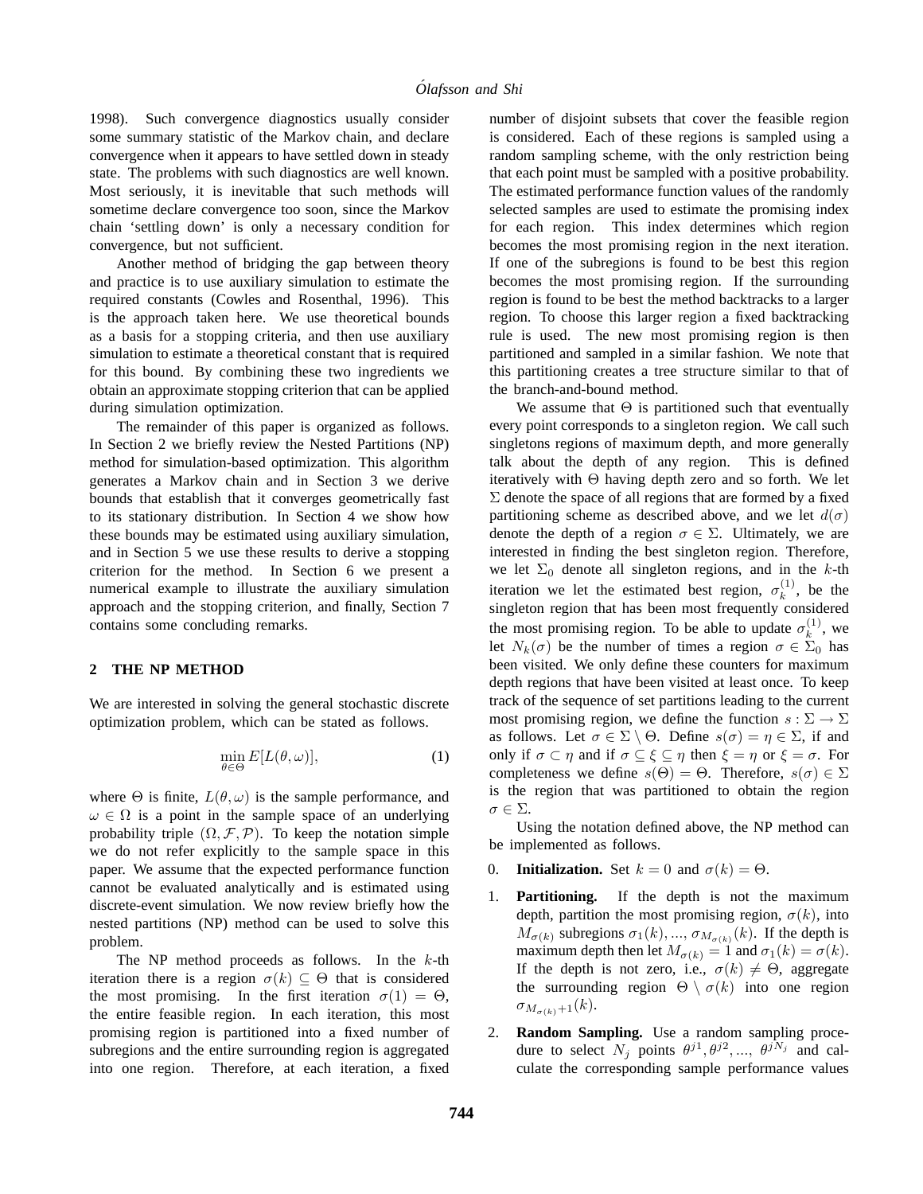1998). Such convergence diagnostics usually consider some summary statistic of the Markov chain, and declare convergence when it appears to have settled down in steady state. The problems with such diagnostics are well known. Most seriously, it is inevitable that such methods will sometime declare convergence too soon, since the Markov chain 'settling down' is only a necessary condition for convergence, but not sufficient.

Another method of bridging the gap between theory and practice is to use auxiliary simulation to estimate the required constants (Cowles and Rosenthal, 1996). This is the approach taken here. We use theoretical bounds as a basis for a stopping criteria, and then use auxiliary simulation to estimate a theoretical constant that is required for this bound. By combining these two ingredients we obtain an approximate stopping criterion that can be applied during simulation optimization.

The remainder of this paper is organized as follows. In Section 2 we briefly review the Nested Partitions (NP) method for simulation-based optimization. This algorithm generates a Markov chain and in Section 3 we derive bounds that establish that it converges geometrically fast to its stationary distribution. In Section 4 we show how these bounds may be estimated using auxiliary simulation, and in Section 5 we use these results to derive a stopping criterion for the method. In Section 6 we present a numerical example to illustrate the auxiliary simulation approach and the stopping criterion, and finally, Section 7 contains some concluding remarks.

## 2 THE NP METHOD

We are interested in solving the general stochastic discrete optimization problem, which can be stated as follows.

$$\min_{\theta \in \Theta} E[L(\theta, \omega)], \tag{1}$$

where $\Theta$ is finite, $L(\theta, \omega)$ is the sample performance, and $\omega \in \Omega$ is a point in the sample space of an underlying probability triple $(\Omega, \mathcal{F}, \mathcal{P})$. To keep the notation simple we do not refer explicitly to the sample space in this paper. We assume that the expected performance function cannot be evaluated analytically and is estimated using discrete-event simulation. We now review briefly how the nested partitions (NP) method can be used to solve this problem.

The NP method proceeds as follows. In the $k$-th iteration there is a region $\sigma(k) \subseteq \Theta$ that is considered the most promising. In the first iteration $\sigma(1) = \Theta$, the entire feasible region. In each iteration, this most promising region is partitioned into a fixed number of subregions and the entire surrounding region is aggregated into one region. Therefore, at each iteration, a fixed number of disjoint subsets that cover the feasible region is considered. Each of these regions is sampled using a random sampling scheme, with the only restriction being that each point must be sampled with a positive probability. The estimated performance function values of the randomly selected samples are used to estimate the promising index for each region. This index determines which region becomes the most promising region in the next iteration. If one of the subregions is found to be best this region becomes the most promising region. If the surrounding region is found to be best the method backtracks to a larger region. To choose this larger region a fixed backtracking rule is used. The new most promising region is then partitioned and sampled in a similar fashion. We note that this partitioning creates a tree structure similar to that of the branch-and-bound method.

We assume that $\Theta$ is partitioned such that eventually every point corresponds to a singleton region. We call such singletons regions of maximum depth, and more generally talk about the depth of any region. This is defined iteratively with $\Theta$ having depth zero and so forth. We let $\Sigma$ denote the space of all regions that are formed by a fixed partitioning scheme as described above, and we let $d(\sigma)$ denote the depth of a region $\sigma \in \Sigma$. Ultimately, we are interested in finding the best singleton region. Therefore, we let $\Sigma_0$ denote all singleton regions, and in the $k$-th iteration we let the estimated best region, $\sigma_k^{(1)}$, be the singleton region that has been most frequently considered the most promising region. To be able to update $\sigma_k^{(1)}$, we let $N_k(\sigma)$ be the number of times a region $\sigma \in \Sigma_0$ has been visited. We only define these counters for maximum depth regions that have been visited at least once. To keep track of the sequence of set partitions leading to the current most promising region, we define the function $s : \Sigma \to \Sigma$ as follows. Let $\sigma \in \Sigma \setminus \Theta$. Define $s(\sigma) = \eta \in \Sigma$, if and only if $\sigma \subset \eta$ and if $\sigma \subseteq \xi \subseteq \eta$ then $\xi = \eta$ or $\xi = \sigma$. For completeness we define $s(\Theta) = \Theta$. Therefore, $s(\sigma) \in \Sigma$ is the region that was partitioned to obtain the region $\sigma \in \Sigma$.

Using the notation defined above, the NP method can be implemented as follows.

0. **Initialization.** Set $k = 0$ and $\sigma(k) = \Theta$.
1. **Partitioning.** If the depth is not the maximum depth, partition the most promising region, $\sigma(k)$, into $M_{\sigma(k)}$ subregions $\sigma_1(k), ..., \sigma_{M_{\sigma(k)}}(k)$. If the depth is maximum depth then let $M_{\sigma(k)} = 1$ and $\sigma_1(k) = \sigma(k)$. If the depth is not zero, i.e., $\sigma(k) \neq \Theta$, aggregate the surrounding region $\Theta \setminus \sigma(k)$ into one region $\sigma_{M_{\sigma(k)}+1}(k)$.
2. **Random Sampling.** Use a random sampling procedure to select $N_j$ points $\theta^{j1}, \theta^{j2}, ..., \theta^{jN_j}$ and calculate the corresponding sample performance values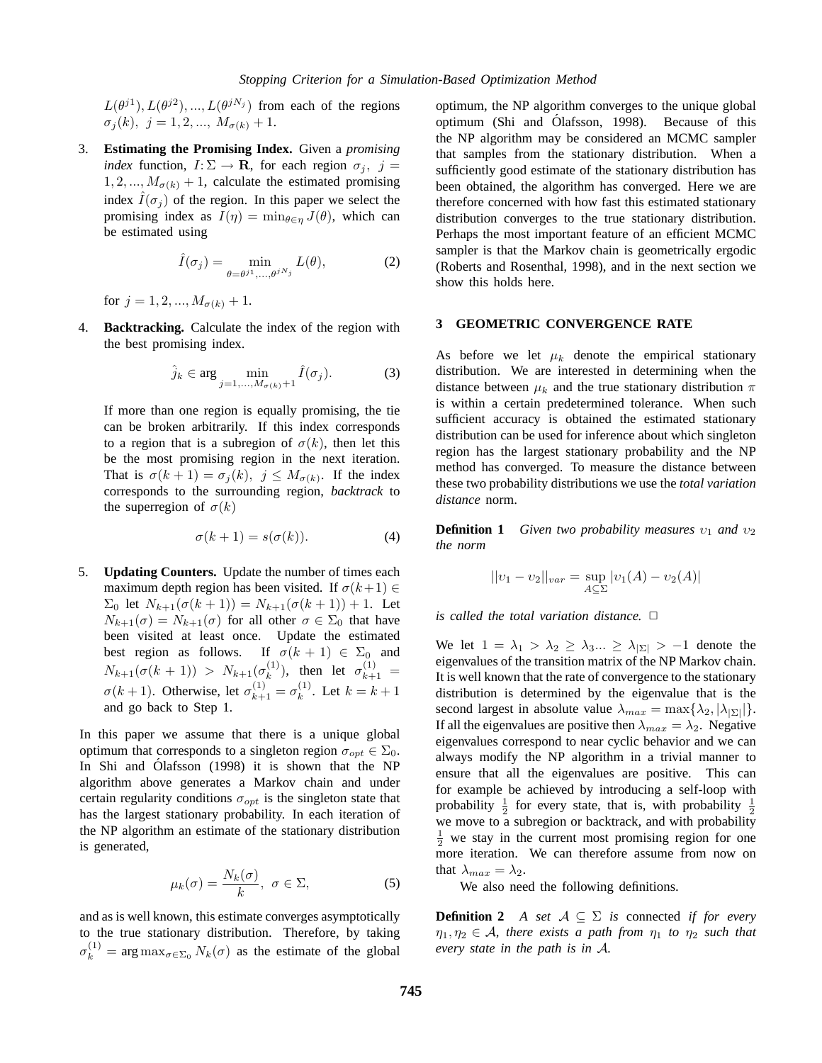$L(\theta^{j1}), L(\theta^{j2}), ..., L(\theta^{jN_j})$ from each of the regions $\sigma_j(k),\ j = 1, 2, ..., M_{\sigma(k)} + 1$.

3. **Estimating the Promising Index.** Given a *promising index* function, $I: \Sigma \rightarrow \mathbf{R}$, for each region $\sigma_j,\ j = 1, 2, ..., M_{\sigma(k)} + 1$, calculate the estimated promising index $\hat{I}(\sigma_j)$ of the region. In this paper we select the promising index as $I(\eta) = \min_{\theta \in \eta} J(\theta)$, which can be estimated using

$$\hat{I}(\sigma_j) = \min_{\theta=\theta^{j1},...,\theta^{jN_j}} L(\theta), \tag{2}$$

for $j = 1, 2, ..., M_{\sigma(k)} + 1$.

4. **Backtracking.** Calculate the index of the region with the best promising index.

$$\hat{j}_k \in \arg \min_{j=1,...,M_{\sigma(k)}+1} \hat{I}(\sigma_j). \tag{3}$$

If more than one region is equally promising, the tie can be broken arbitrarily. If this index corresponds to a region that is a subregion of $\sigma(k)$, then let this be the most promising region in the next iteration. That is $\sigma(k+1) = \sigma_j(k),\ j \le M_{\sigma(k)}$. If the index corresponds to the surrounding region, *backtrack* to the superregion of $\sigma(k)$

$$\sigma(k+1) = s(\sigma(k)). \tag{4}$$

5. **Updating Counters.** Update the number of times each maximum depth region has been visited. If $\sigma(k+1) \in \Sigma_0$ let $N_{k+1}(\sigma(k+1)) = N_{k+1}(\sigma(k+1)) + 1$. Let $N_{k+1}(\sigma) = N_{k+1}(\sigma)$ for all other $\sigma \in \Sigma_0$ that have been visited at least once. Update the estimated best region as follows. If $\sigma(k+1) \in \Sigma_0$ and $N_{k+1}(\sigma(k+1)) > N_{k+1}(\sigma_k^{(1)})$, then let $\sigma_{k+1}^{(1)} = \sigma(k+1)$. Otherwise, let $\sigma_{k+1}^{(1)} = \sigma_k^{(1)}$. Let $k = k+1$ and go back to Step 1.

In this paper we assume that there is a unique global optimum that corresponds to a singleton region $\sigma_{opt} \in \Sigma_0$. In Shi and Ólafsson (1998) it is shown that the NP algorithm above generates a Markov chain and under certain regularity conditions $\sigma_{opt}$ is the singleton state that has the largest stationary probability. In each iteration of the NP algorithm an estimate of the stationary distribution is generated,

$$\mu_k(\sigma) = \frac{N_k(\sigma)}{k},\ \sigma \in \Sigma, \tag{5}$$

and as is well known, this estimate converges asymptotically to the true stationary distribution. Therefore, by taking $\sigma_k^{(1)} = \arg\max_{\sigma \in \Sigma_0} N_k(\sigma)$ as the estimate of the global optimum, the NP algorithm converges to the unique global optimum (Shi and Ólafsson, 1998). Because of this the NP algorithm may be considered an MCMC sampler that samples from the stationary distribution. When a sufficiently good estimate of the stationary distribution has been obtained, the algorithm has converged. Here we are therefore concerned with how fast this estimated stationary distribution converges to the true stationary distribution. Perhaps the most important feature of an efficient MCMC sampler is that the Markov chain is geometrically ergodic (Roberts and Rosenthal, 1998), and in the next section we show this holds here.

## 3 GEOMETRIC CONVERGENCE RATE

As before we let $\mu_k$ denote the empirical stationary distribution. We are interested in determining when the distance between $\mu_k$ and the true stationary distribution $\pi$ is within a certain predetermined tolerance. When such sufficient accuracy is obtained the estimated stationary distribution can be used for inference about which singleton region has the largest stationary probability and the NP method has converged. To measure the distance between these two probability distributions we use the *total variation distance* norm.

**Definition 1** *Given two probability measures $\upsilon_1$ and $\upsilon_2$ the norm*

$$||\upsilon_1 - \upsilon_2||_{var} = \sup_{A \subseteq \Sigma} |\upsilon_1(A) - \upsilon_2(A)|$$

*is called the total variation distance.* □

We let $1 = \lambda_1 > \lambda_2 \ge \lambda_3 ... \ge \lambda_{|\Sigma|} > -1$ denote the eigenvalues of the transition matrix of the NP Markov chain. It is well known that the rate of convergence to the stationary distribution is determined by the eigenvalue that is the second largest in absolute value $\lambda_{max} = \max\{\lambda_2, |\lambda_{|\Sigma|}|\}$. If all the eigenvalues are positive then $\lambda_{max} = \lambda_2$. Negative eigenvalues correspond to near cyclic behavior and we can always modify the NP algorithm in a trivial manner to ensure that all the eigenvalues are positive. This can for example be achieved by introducing a self-loop with probability $\frac{1}{2}$ for every state, that is, with probability $\frac{1}{2}$ we move to a subregion or backtrack, and with probability $\frac{1}{2}$ we stay in the current most promising region for one more iteration. We can therefore assume from now on that $\lambda_{max} = \lambda_2$.

We also need the following definitions.

**Definition 2** *A set $\mathcal{A} \subseteq \Sigma$ is* connected *if for every $\eta_1, \eta_2 \in \mathcal{A}$, there exists a path from $\eta_1$ to $\eta_2$ such that every state in the path is in $\mathcal{A}$.*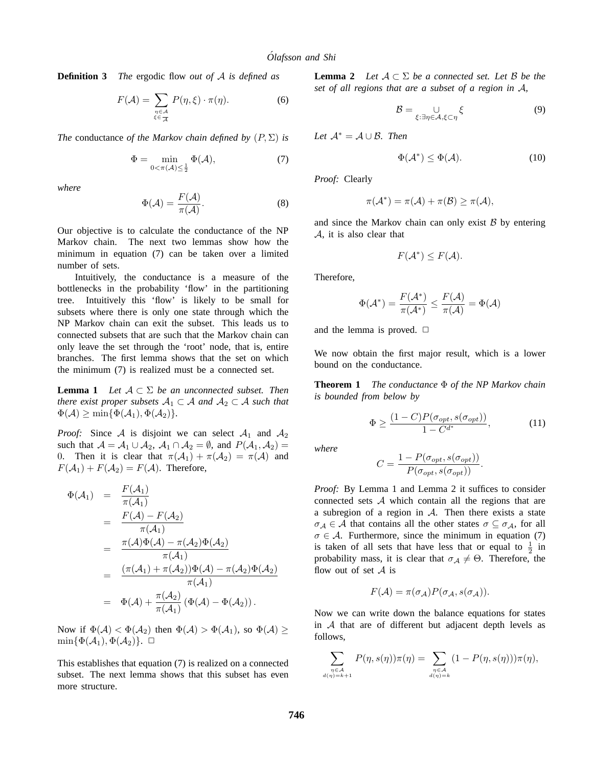**Definition 3** *The* ergodic flow *out of* $\mathcal{A}$ *is defined as*

$$F(\mathcal{A}) = \sum_{\substack{\eta \in \mathcal{A} \\ \xi \in \overline{\mathcal{A}}}} P(\eta, \xi) \cdot \pi(\eta). \tag{6}$$

*The* conductance *of the Markov chain defined by* $(P, \Sigma)$ *is*

$$\Phi = \min_{0 < \pi(\mathcal{A}) \leq \frac{1}{2}} \Phi(\mathcal{A}), \tag{7}$$

*where*

$$\Phi(\mathcal{A}) = \frac{F(\mathcal{A})}{\pi(\mathcal{A})}. \tag{8}$$

Our objective is to calculate the conductance of the NP Markov chain. The next two lemmas show how the minimum in equation (7) can be taken over a limited number of sets.

Intuitively, the conductance is a measure of the bottlenecks in the probability 'flow' in the partitioning tree. Intuitively this 'flow' is likely to be small for subsets where there is only one state through which the NP Markov chain can exit the subset. This leads us to connected subsets that are such that the Markov chain can only leave the set through the 'root' node, that is, entire branches. The first lemma shows that the set on which the minimum (7) is realized must be a connected set.

**Lemma 1** *Let* $\mathcal{A} \subset \Sigma$ *be an unconnected subset. Then there exist proper subsets* $\mathcal{A}_1 \subset \mathcal{A}$ *and* $\mathcal{A}_2 \subset \mathcal{A}$ *such that* $\Phi(\mathcal{A}) \geq \min\{\Phi(\mathcal{A}_1), \Phi(\mathcal{A}_2)\}$.

*Proof:* Since $\mathcal{A}$ is disjoint we can select $\mathcal{A}_1$ and $\mathcal{A}_2$ such that $\mathcal{A} = \mathcal{A}_1 \cup \mathcal{A}_2$, $\mathcal{A}_1 \cap \mathcal{A}_2 = \emptyset$, and $P(\mathcal{A}_1, \mathcal{A}_2) = 0$. Then it is clear that $\pi(\mathcal{A}_1) + \pi(\mathcal{A}_2) = \pi(\mathcal{A})$ and $F(\mathcal{A}_1) + F(\mathcal{A}_2) = F(\mathcal{A})$. Therefore,

$$\begin{aligned}
\Phi(\mathcal{A}_1) &= \frac{F(\mathcal{A}_1)}{\pi(\mathcal{A}_1)} \\
&= \frac{F(\mathcal{A}) - F(\mathcal{A}_2)}{\pi(\mathcal{A}_1)} \\
&= \frac{\pi(\mathcal{A})\Phi(\mathcal{A}) - \pi(\mathcal{A}_2)\Phi(\mathcal{A}_2)}{\pi(\mathcal{A}_1)} \\
&= \frac{(\pi(\mathcal{A}_1) + \pi(\mathcal{A}_2))\Phi(\mathcal{A}) - \pi(\mathcal{A}_2)\Phi(\mathcal{A}_2)}{\pi(\mathcal{A}_1)} \\
&= \Phi(\mathcal{A}) + \frac{\pi(\mathcal{A}_2)}{\pi(\mathcal{A}_1)} \left(\Phi(\mathcal{A}) - \Phi(\mathcal{A}_2)\right).
\end{aligned}$$

Now if $\Phi(\mathcal{A}) < \Phi(\mathcal{A}_2)$ then $\Phi(\mathcal{A}) > \Phi(\mathcal{A}_1)$, so $\Phi(\mathcal{A}) \geq \min\{\Phi(\mathcal{A}_1), \Phi(\mathcal{A}_2)\}$. □

This establishes that equation (7) is realized on a connected subset. The next lemma shows that this subset has even more structure.

**Lemma 2** *Let* $\mathcal{A} \subset \Sigma$ *be a connected set. Let* $\mathcal{B}$ *be the set of all regions that are a subset of a region in* $\mathcal{A}$,

$$\mathcal{B} = \bigcup_{\xi : \exists \eta \in \mathcal{A}, \xi \subset \eta} \xi \tag{9}$$

*Let* $\mathcal{A}^* = \mathcal{A} \cup \mathcal{B}$. *Then*

$$\Phi(\mathcal{A}^*) \leq \Phi(\mathcal{A}). \tag{10}$$

*Proof:* Clearly

$$\pi(\mathcal{A}^*) = \pi(\mathcal{A}) + \pi(\mathcal{B}) \geq \pi(\mathcal{A}),$$

and since the Markov chain can only exist $\mathcal{B}$ by entering $\mathcal{A}$, it is also clear that

$$F(\mathcal{A}^*) \leq F(\mathcal{A}).$$

Therefore,

$$\Phi(\mathcal{A}^*) = \frac{F(\mathcal{A}^*)}{\pi(\mathcal{A}^*)} \leq \frac{F(\mathcal{A})}{\pi(\mathcal{A})} = \Phi(\mathcal{A})$$

and the lemma is proved. □

We now obtain the first major result, which is a lower bound on the conductance.

**Theorem 1** *The conductance* $\Phi$ *of the NP Markov chain is bounded from below by*

$$\Phi \geq \frac{(1 - C)P(\sigma_{opt}, s(\sigma_{opt}))}{1 - C^{d^*}}, \tag{11}$$

*where*

$$C = \frac{1 - P(\sigma_{opt}, s(\sigma_{opt}))}{P(\sigma_{opt}, s(\sigma_{opt}))}.$$

*Proof:* By Lemma 1 and Lemma 2 it suffices to consider connected sets $\mathcal{A}$ which contain all the regions that are a subregion of a region in $\mathcal{A}$. Then there exists a state $\sigma_{\mathcal{A}} \in \mathcal{A}$ that contains all the other states $\sigma \subseteq \sigma_{\mathcal{A}}$, for all $\sigma \in \mathcal{A}$. Furthermore, since the minimum in equation (7) is taken of all sets that have less that or equal to $\frac{1}{2}$ in probability mass, it is clear that $\sigma_{\mathcal{A}} \neq \Theta$. Therefore, the flow out of set $\mathcal{A}$ is

$$F(\mathcal{A}) = \pi(\sigma_{\mathcal{A}})P(\sigma_{\mathcal{A}}, s(\sigma_{\mathcal{A}})).$$

Now we can write down the balance equations for states in $\mathcal{A}$ that are of different but adjacent depth levels as follows,

$$\sum_{\substack{\eta \in \mathcal{A} \\ d(\eta) = k+1}} P(\eta, s(\eta))\pi(\eta) = \sum_{\substack{\eta \in \mathcal{A} \\ d(\eta) = k}} (1 - P(\eta, s(\eta)))\pi(\eta),$$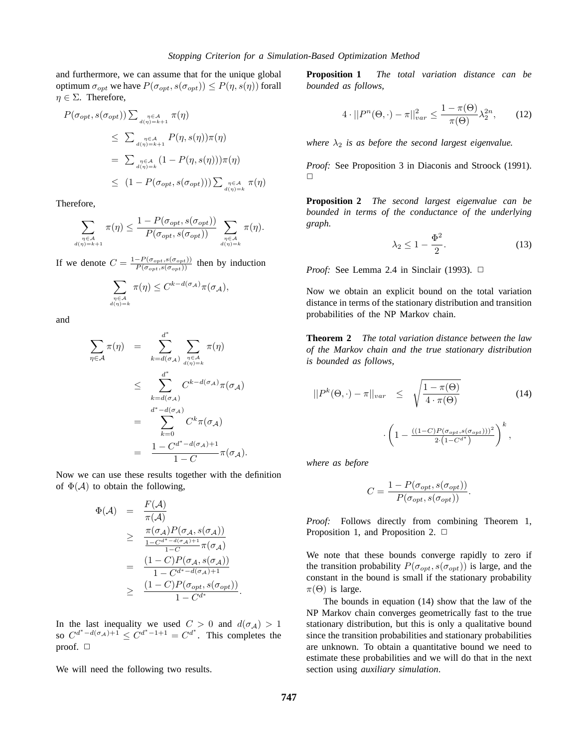and furthermore, we can assume that for the unique global optimum $\sigma_{opt}$ we have $P(\sigma_{opt}, s(\sigma_{opt})) \leq P(\eta, s(\eta))$ forall $\eta \in \Sigma$. Therefore,

$$
\begin{aligned}
P(\sigma_{opt}, s(\sigma_{opt})) & \sum_{\substack{\eta \in \mathcal{A} \\ d(\eta)=k+1}} \pi(\eta) \\
& \leq \sum_{\substack{\eta \in \mathcal{A} \\ d(\eta)=k+1}} P(\eta, s(\eta))\pi(\eta) \\
& = \sum_{\substack{\eta \in \mathcal{A} \\ d(\eta)=k}} (1 - P(\eta, s(\eta)))\pi(\eta) \\
& \leq (1 - P(\sigma_{opt}, s(\sigma_{opt}))) \sum_{\substack{\eta \in \mathcal{A} \\ d(\eta)=k}} \pi(\eta)
\end{aligned}
$$

Therefore,

$$
\sum_{\substack{\eta \in \mathcal{A} \\ d(\eta)=k+1}} \pi(\eta) \leq \frac{1 - P(\sigma_{opt}, s(\sigma_{opt}))}{P(\sigma_{opt}, s(\sigma_{opt}))} \sum_{\substack{\eta \in \mathcal{A} \\ d(\eta)=k}} \pi(\eta).
$$

If we denote $C = \frac{1-P(\sigma_{opt}, s(\sigma_{opt}))}{P(\sigma_{opt}, s(\sigma_{opt}))}$ then by induction

$$
\sum_{\substack{\eta \in \mathcal{A} \\ d(\eta)=k}} \pi(\eta) \leq C^{k-d(\sigma_{\mathcal{A}})} \pi(\sigma_{\mathcal{A}}),
$$

and

$$
\begin{aligned}
\sum_{\eta \in \mathcal{A}} \pi(\eta) & = \sum_{k=d(\sigma_{\mathcal{A}})}^{d^*} \sum_{\substack{\eta \in \mathcal{A} \\ d(\eta)=k}} \pi(\eta) \\
& \leq \sum_{k=d(\sigma_{\mathcal{A}})}^{d^*} C^{k-d(\sigma_{\mathcal{A}})} \pi(\sigma_{\mathcal{A}}) \\
& = \sum_{k=0}^{d^*-d(\sigma_{\mathcal{A}})} C^k \pi(\sigma_{\mathcal{A}}) \\
& = \frac{1 - C^{d^*-d(\sigma_{\mathcal{A}})+1}}{1 - C} \pi(\sigma_{\mathcal{A}}).
\end{aligned}
$$

Now we can use these results together with the definition of $\Phi(\mathcal{A})$ to obtain the following,

$$
\begin{aligned}
\Phi(\mathcal{A}) & = \frac{F(\mathcal{A})}{\pi(\mathcal{A})} \\
& \geq \frac{\pi(\sigma_{\mathcal{A}}) P(\sigma_{\mathcal{A}}, s(\sigma_{\mathcal{A}}))}{\frac{1-C^{d^*-d(\sigma_{\mathcal{A}})+1}}{1-C} \pi(\sigma_{\mathcal{A}})} \\
& = \frac{(1-C) P(\sigma_{\mathcal{A}}, s(\sigma_{\mathcal{A}}))}{1 - C^{d^*-d(\sigma_{\mathcal{A}})+1}} \\
& \geq \frac{(1-C) P(\sigma_{opt}, s(\sigma_{opt}))}{1 - C^{d^*}}.
\end{aligned}
$$

In the last inequality we used $C > 0$ and $d(\sigma_{\mathcal{A}}) > 1$ so $C^{d^*-d(\sigma_{\mathcal{A}})+1} \leq C^{d^*-1+1} = C^{d^*}$. This completes the proof. □

We will need the following two results.

**Proposition 1** *The total variation distance can be bounded as follows,*

$$
4 \cdot ||P^n(\Theta, \cdot) - \pi||_{var}^2 \leq \frac{1 - \pi(\Theta)}{\pi(\Theta)} \lambda_2^{2n}, \qquad (12)
$$

*where $\lambda_2$ is as before the second largest eigenvalue.*

*Proof:* See Proposition 3 in Diaconis and Stroock (1991). □

**Proposition 2** *The second largest eigenvalue can be bounded in terms of the conductance of the underlying graph.*

$$
\lambda_2 \leq 1 - \frac{\Phi^2}{2}. \qquad (13)
$$

*Proof:* See Lemma 2.4 in Sinclair (1993). □

Now we obtain an explicit bound on the total variation distance in terms of the stationary distribution and transition probabilities of the NP Markov chain.

**Theorem 2** *The total variation distance between the law of the Markov chain and the true stationary distribution is bounded as follows,*

$$
\begin{aligned}
||P^k(\Theta, \cdot) - \pi||_{var} & \leq \sqrt{\frac{1 - \pi(\Theta)}{4 \cdot \pi(\Theta)}} \qquad (14) \\
& \cdot \left(1 - \frac{((1-C)P(\sigma_{opt}, s(\sigma_{opt})))^2}{2 \cdot \left(1 - C^{d^*}\right)}\right)^k,
\end{aligned}
$$

*where as before*

$$
C = \frac{1 - P(\sigma_{opt}, s(\sigma_{opt}))}{P(\sigma_{opt}, s(\sigma_{opt}))}.
$$

*Proof:* Follows directly from combining Theorem 1, Proposition 1, and Proposition 2. □

We note that these bounds converge rapidly to zero if the transition probability $P(\sigma_{opt}, s(\sigma_{opt}))$ is large, and the constant in the bound is small if the stationary probability $\pi(\Theta)$ is large.

The bounds in equation (14) show that the law of the NP Markov chain converges geometrically fast to the true stationary distribution, but this is only a qualitative bound since the transition probabilities and stationary probabilities are unknown. To obtain a quantitative bound we need to estimate these probabilities and we will do that in the next section using *auxiliary simulation*.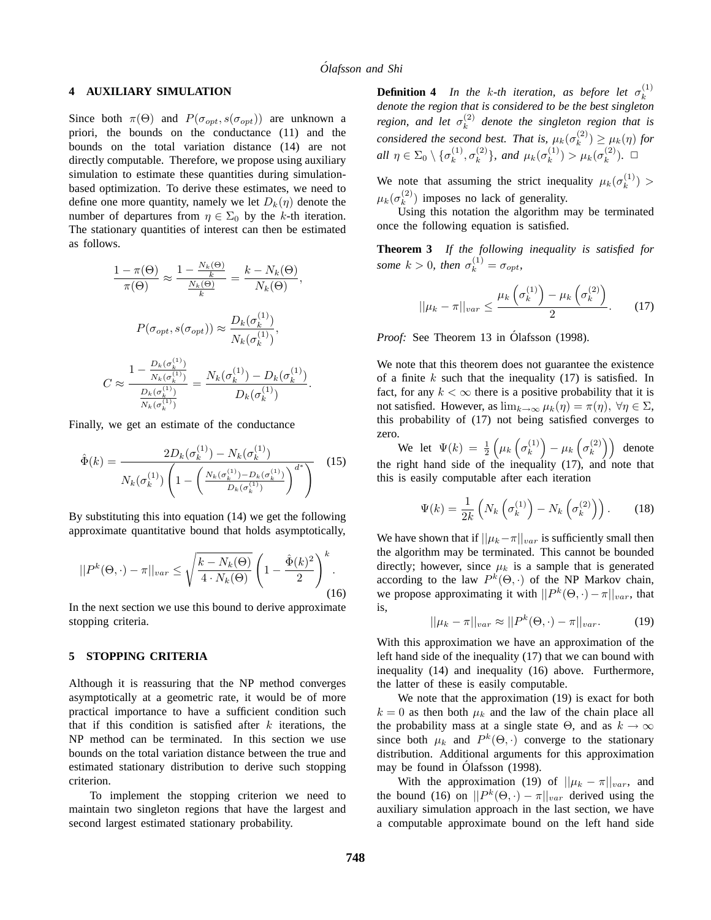## 4 AUXILIARY SIMULATION

Since both $\pi(\Theta)$ and $P(\sigma_{opt}, s(\sigma_{opt}))$ are unknown a priori, the bounds on the conductance (11) and the bounds on the total variation distance (14) are not directly computable. Therefore, we propose using auxiliary simulation to estimate these quantities during simulation-based optimization. To derive these estimates, we need to define one more quantity, namely we let $D_k(\eta)$ denote the number of departures from $\eta \in \Sigma_0$ by the $k$-th iteration. The stationary quantities of interest can then be estimated as follows.

$$\frac{1-\pi(\Theta)}{\pi(\Theta)} \approx \frac{1-\frac{N_k(\Theta)}{k}}{\frac{N_k(\Theta)}{k}} = \frac{k-N_k(\Theta)}{N_k(\Theta)},$$

$$P(\sigma_{opt}, s(\sigma_{opt})) \approx \frac{D_k(\sigma_k^{(1)})}{N_k(\sigma_k^{(1)})},$$

$$C \approx \frac{1-\frac{D_k(\sigma_k^{(1)})}{N_k(\sigma_k^{(1)})}}{\frac{D_k(\sigma_k^{(1)})}{N_k(\sigma_k^{(1)})}} = \frac{N_k(\sigma_k^{(1)})-D_k(\sigma_k^{(1)})}{D_k(\sigma_k^{(1)})}.$$

Finally, we get an estimate of the conductance

$$\hat{\Phi}(k) = \frac{2D_k(\sigma_k^{(1)})-N_k(\sigma_k^{(1)})}{N_k(\sigma_k^{(1)})\left(1-\left(\frac{N_k(\sigma_k^{(1)})-D_k(\sigma_k^{(1)})}{D_k(\sigma_k^{(1)})}\right)^{d^*}\right)} \quad (15)$$

By substituting this into equation (14) we get the following approximate quantitative bound that holds asymptotically,

$$||P^k(\Theta,\cdot)-\pi||_{var} \leq \sqrt{\frac{k-N_k(\Theta)}{4\cdot N_k(\Theta)}}\left(1-\frac{\hat{\Phi}(k)^2}{2}\right)^k. \quad (16)$$

In the next section we use this bound to derive approximate stopping criteria.

## 5 STOPPING CRITERIA

Although it is reassuring that the NP method converges asymptotically at a geometric rate, it would be of more practical importance to have a sufficient condition such that if this condition is satisfied after $k$ iterations, the NP method can be terminated. In this section we use bounds on the total variation distance between the true and estimated stationary distribution to derive such stopping criterion.

To implement the stopping criterion we need to maintain two singleton regions that have the largest and second largest estimated stationary probability.

**Definition 4** *In the $k$-th iteration, as before let $\sigma_k^{(1)}$ denote the region that is considered to be the best singleton region, and let $\sigma_k^{(2)}$ denote the singleton region that is considered the second best. That is, $\mu_k(\sigma_k^{(2)}) \geq \mu_k(\eta)$ for all $\eta \in \Sigma_0 \setminus \{\sigma_k^{(1)}, \sigma_k^{(2)}\}$, and $\mu_k(\sigma_k^{(1)}) > \mu_k(\sigma_k^{(2)})$.* □

We note that assuming the strict inequality $\mu_k(\sigma_k^{(1)}) > \mu_k(\sigma_k^{(2)})$ imposes no lack of generality.

Using this notation the algorithm may be terminated once the following equation is satisfied.

**Theorem 3** *If the following inequality is satisfied for some $k > 0$, then $\sigma_k^{(1)} = \sigma_{opt}$,*

$$||\mu_k - \pi||_{var} \leq \frac{\mu_k\left(\sigma_k^{(1)}\right) - \mu_k\left(\sigma_k^{(2)}\right)}{2}. \quad (17)$$

*Proof:* See Theorem 13 in Ólafsson (1998).

We note that this theorem does not guarantee the existence of a finite $k$ such that the inequality (17) is satisfied. In fact, for any $k < \infty$ there is a positive probability that it is not satisfied. However, as $\lim_{k\to\infty} \mu_k(\eta) = \pi(\eta),\ \forall \eta \in \Sigma$, this probability of (17) not being satisfied converges to zero.

We let $\Psi(k) = \frac{1}{2}\left(\mu_k\left(\sigma_k^{(1)}\right) - \mu_k\left(\sigma_k^{(2)}\right)\right)$ denote the right hand side of the inequality (17), and note that this is easily computable after each iteration

$$\Psi(k) = \frac{1}{2k}\left(N_k\left(\sigma_k^{(1)}\right) - N_k\left(\sigma_k^{(2)}\right)\right). \quad (18)$$

We have shown that if $||\mu_k - \pi||_{var}$ is sufficiently small then the algorithm may be terminated. This cannot be bounded directly; however, since $\mu_k$ is a sample that is generated according to the law $P^k(\Theta,\cdot)$ of the NP Markov chain, we propose approximating it with $||P^k(\Theta,\cdot)-\pi||_{var}$, that is,

$$||\mu_k - \pi||_{var} \approx ||P^k(\Theta,\cdot)-\pi||_{var}. \quad (19)$$

With this approximation we have an approximation of the left hand side of the inequality (17) that we can bound with inequality (14) and inequality (16) above. Furthermore, the latter of these is easily computable.

We note that the approximation (19) is exact for both $k = 0$ as then both $\mu_k$ and the law of the chain place all the probability mass at a single state $\Theta$, and as $k \to \infty$ since both $\mu_k$ and $P^k(\Theta,\cdot)$ converge to the stationary distribution. Additional arguments for this approximation may be found in Ólafsson (1998).

With the approximation (19) of $||\mu_k - \pi||_{var}$, and the bound (16) on $||P^k(\Theta,\cdot)-\pi||_{var}$ derived using the auxiliary simulation approach in the last section, we have a computable approximate bound on the left hand side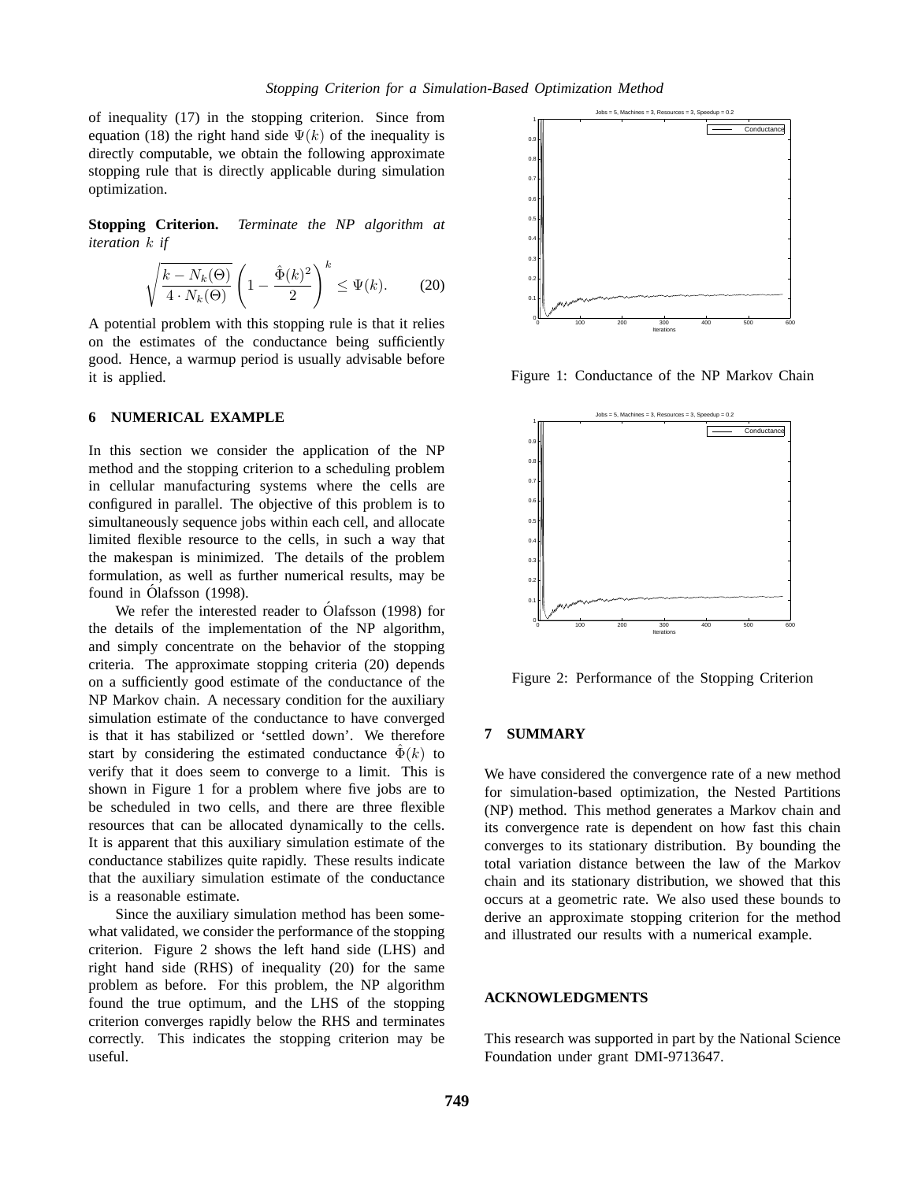of inequality (17) in the stopping criterion. Since from equation (18) the right hand side $\Psi(k)$ of the inequality is directly computable, we obtain the following approximate stopping rule that is directly applicable during simulation optimization.

**Stopping Criterion.** *Terminate the NP algorithm at iteration $k$ if*

$$\sqrt{\frac{k - N_k(\Theta)}{4 \cdot N_k(\Theta)}} \left(1 - \frac{\hat{\Phi}(k)^2}{2}\right)^k \leq \Psi(k). \qquad (20)$$

A potential problem with this stopping rule is that it relies on the estimates of the conductance being sufficiently good. Hence, a warmup period is usually advisable before it is applied.

## 6 NUMERICAL EXAMPLE

In this section we consider the application of the NP method and the stopping criterion to a scheduling problem in cellular manufacturing systems where the cells are configured in parallel. The objective of this problem is to simultaneously sequence jobs within each cell, and allocate limited flexible resource to the cells, in such a way that the makespan is minimized. The details of the problem formulation, as well as further numerical results, may be found in Ólafsson (1998).

We refer the interested reader to Ólafsson (1998) for the details of the implementation of the NP algorithm, and simply concentrate on the behavior of the stopping criteria. The approximate stopping criteria (20) depends on a sufficiently good estimate of the conductance of the NP Markov chain. A necessary condition for the auxiliary simulation estimate of the conductance to have converged is that it has stabilized or 'settled down'. We therefore start by considering the estimated conductance $\hat{\Phi}(k)$ to verify that it does seem to converge to a limit. This is shown in Figure 1 for a problem where five jobs are to be scheduled in two cells, and there are three flexible resources that can be allocated dynamically to the cells. It is apparent that this auxiliary simulation estimate of the conductance stabilizes quite rapidly. These results indicate that the auxiliary simulation estimate of the conductance is a reasonable estimate.

Since the auxiliary simulation method has been somewhat validated, we consider the performance of the stopping criterion. Figure 2 shows the left hand side (LHS) and right hand side (RHS) of inequality (20) for the same problem as before. For this problem, the NP algorithm found the true optimum, and the LHS of the stopping criterion converges rapidly below the RHS and terminates correctly. This indicates the stopping criterion may be useful.

Figure 1: Conductance of the NP Markov Chain

Figure 2: Performance of the Stopping Criterion

## 7 SUMMARY

We have considered the convergence rate of a new method for simulation-based optimization, the Nested Partitions (NP) method. This method generates a Markov chain and its convergence rate is dependent on how fast this chain converges to its stationary distribution. By bounding the total variation distance between the law of the Markov chain and its stationary distribution, we showed that this occurs at a geometric rate. We also used these bounds to derive an approximate stopping criterion for the method and illustrated our results with a numerical example.

## ACKNOWLEDGMENTS

This research was supported in part by the National Science Foundation under grant DMI-9713647.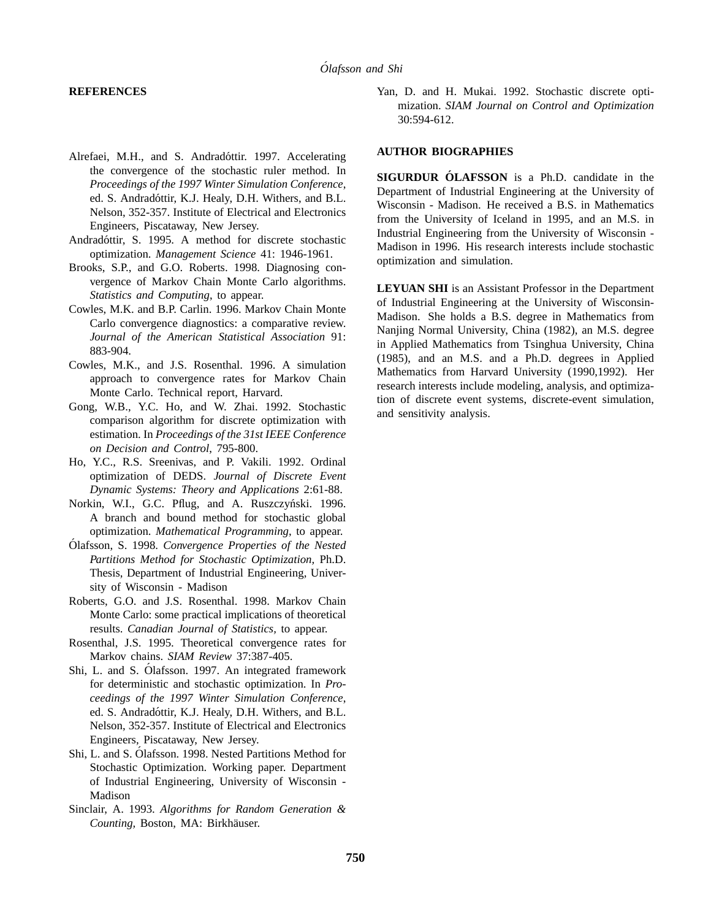## REFERENCES

Alrefaei, M.H., and S. Andradóttir. 1997. Accelerating the convergence of the stochastic ruler method. In *Proceedings of the 1997 Winter Simulation Conference*, ed. S. Andradóttir, K.J. Healy, D.H. Withers, and B.L. Nelson, 352-357. Institute of Electrical and Electronics Engineers, Piscataway, New Jersey.

Andradóttir, S. 1995. A method for discrete stochastic optimization. *Management Science* 41: 1946-1961.

Brooks, S.P., and G.O. Roberts. 1998. Diagnosing convergence of Markov Chain Monte Carlo algorithms. *Statistics and Computing*, to appear.

Cowles, M.K. and B.P. Carlin. 1996. Markov Chain Monte Carlo convergence diagnostics: a comparative review. *Journal of the American Statistical Association* 91: 883-904.

Cowles, M.K., and J.S. Rosenthal. 1996. A simulation approach to convergence rates for Markov Chain Monte Carlo. Technical report, Harvard.

Gong, W.B., Y.C. Ho, and W. Zhai. 1992. Stochastic comparison algorithm for discrete optimization with estimation. In *Proceedings of the 31st IEEE Conference on Decision and Control*, 795-800.

Ho, Y.C., R.S. Sreenivas, and P. Vakili. 1992. Ordinal optimization of DEDS. *Journal of Discrete Event Dynamic Systems: Theory and Applications* 2:61-88.

Norkin, W.I., G.C. Pflug, and A. Ruszczyński. 1996. A branch and bound method for stochastic global optimization. *Mathematical Programming*, to appear.

Ólafsson, S. 1998. *Convergence Properties of the Nested Partitions Method for Stochastic Optimization*, Ph.D. Thesis, Department of Industrial Engineering, University of Wisconsin - Madison

Roberts, G.O. and J.S. Rosenthal. 1998. Markov Chain Monte Carlo: some practical implications of theoretical results. *Canadian Journal of Statistics*, to appear.

Rosenthal, J.S. 1995. Theoretical convergence rates for Markov chains. *SIAM Review* 37:387-405.

Shi, L. and S. Ólafsson. 1997. An integrated framework for deterministic and stochastic optimization. In *Proceedings of the 1997 Winter Simulation Conference*, ed. S. Andradóttir, K.J. Healy, D.H. Withers, and B.L. Nelson, 352-357. Institute of Electrical and Electronics Engineers, Piscataway, New Jersey.

Shi, L. and S. Ólafsson. 1998. Nested Partitions Method for Stochastic Optimization. Working paper. Department of Industrial Engineering, University of Wisconsin - Madison

Sinclair, A. 1993. *Algorithms for Random Generation & Counting*, Boston, MA: Birkhäuser.

Yan, D. and H. Mukai. 1992. Stochastic discrete optimization. *SIAM Journal on Control and Optimization* 30:594-612.

## AUTHOR BIOGRAPHIES

**SIGURDUR ÓLAFSSON** is a Ph.D. candidate in the Department of Industrial Engineering at the University of Wisconsin - Madison. He received a B.S. in Mathematics from the University of Iceland in 1995, and an M.S. in Industrial Engineering from the University of Wisconsin - Madison in 1996. His research interests include stochastic optimization and simulation.

**LEYUAN SHI** is an Assistant Professor in the Department of Industrial Engineering at the University of Wisconsin-Madison. She holds a B.S. degree in Mathematics from Nanjing Normal University, China (1982), an M.S. degree in Applied Mathematics from Tsinghua University, China (1985), and an M.S. and a Ph.D. degrees in Applied Mathematics from Harvard University (1990,1992). Her research interests include modeling, analysis, and optimization of discrete event systems, discrete-event simulation, and sensitivity analysis.